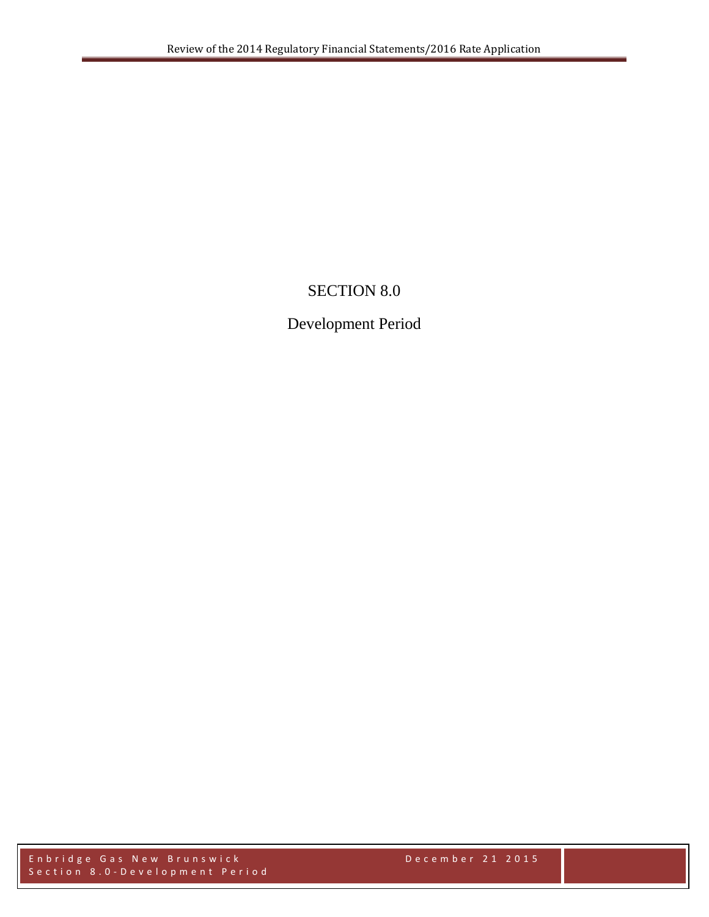# SECTION 8.0

## Development Period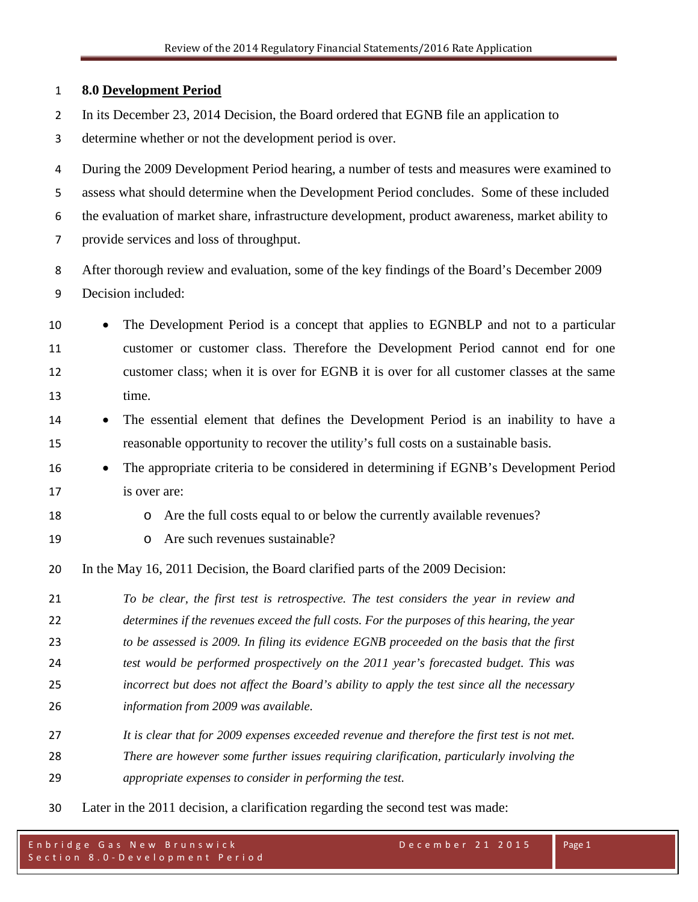## 8.0 Development Period

In its December 23, 2014 Decision, the Board ordered that EGNB file an application to determine whether or not the development period is over.

During the 2009 Development Period hearing, a number of tests and measures were examined to assess what should determine when the Development Period concludes. Some of these included the evaluation of market share, infrastructure development, product awareness, market ability to provide services and loss of throughput.

After thorough review and evaluation, some of the key findings of the Board's December 2009 Decision included:

- The Development Period is a concept that applies to EGNBLP and not to a particular customer or customer class. Therefore the Development Period cannot end for one customer class; when it is over for EGNB it is over for all customer classes at the same time.
- The essential element that defines the Development Period is an inability to have a reasonable opportunity to recover the utility's full costs on a sustainable basis.
- The appropriate criteria to be considered in determining if EGNB's Development Period is over are:
  - Are the full costs equal to or below the currently available revenues?
  - Are such revenues sustainable?

In the May 16, 2011 Decision, the Board clarified parts of the 2009 Decision:

> *To be clear, the first test is retrospective. The test considers the year in review and determines if the revenues exceed the full costs. For the purposes of this hearing, the year to be assessed is 2009. In filing its evidence EGNB proceeded on the basis that the first test would be performed prospectively on the 2011 year's forecasted budget. This was incorrect but does not affect the Board's ability to apply the test since all the necessary information from 2009 was available.*
>
> *It is clear that for 2009 expenses exceeded revenue and therefore the first test is not met. There are however some further issues requiring clarification, particularly involving the appropriate expenses to consider in performing the test.*

Later in the 2011 decision, a clarification regarding the second test was made: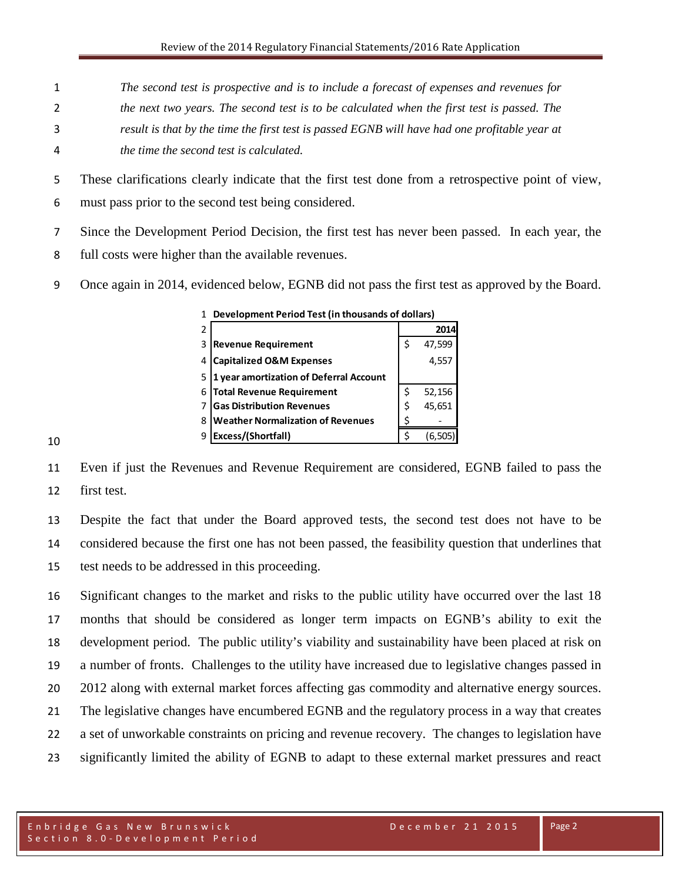*The second test is prospective and is to include a forecast of expenses and revenues for the next two years. The second test is to be calculated when the first test is passed. The result is that by the time the first test is passed EGNB will have had one profitable year at the time the second test is calculated.*

These clarifications clearly indicate that the first test done from a retrospective point of view, must pass prior to the second test being considered.

Since the Development Period Decision, the first test has never been passed. In each year, the full costs were higher than the available revenues.

Once again in 2014, evidenced below, EGNB did not pass the first test as approved by the Board.

| | Development Period Test (in thousands of dollars) | | |
|---|---|---|---|
| 2 | | | 2014 |
| 3 | Revenue Requirement | $ | 47,599 |
| 4 | Capitalized O&M Expenses | | 4,557 |
| 5 | 1 year amortization of Deferral Account | | |
| 6 | Total Revenue Requirement | $ | 52,156 |
| 7 | Gas Distribution Revenues | $ | 45,651 |
| 8 | Weather Normalization of Revenues | $ | - |
| 9 | Excess/(Shortfall) | $ | (6,505) |

Even if just the Revenues and Revenue Requirement are considered, EGNB failed to pass the first test.

Despite the fact that under the Board approved tests, the second test does not have to be considered because the first one has not been passed, the feasibility question that underlines that test needs to be addressed in this proceeding.

Significant changes to the market and risks to the public utility have occurred over the last 18 months that should be considered as longer term impacts on EGNB's ability to exit the development period. The public utility's viability and sustainability have been placed at risk on a number of fronts. Challenges to the utility have increased due to legislative changes passed in 2012 along with external market forces affecting gas commodity and alternative energy sources. The legislative changes have encumbered EGNB and the regulatory process in a way that creates a set of unworkable constraints on pricing and revenue recovery. The changes to legislation have significantly limited the ability of EGNB to adapt to these external market pressures and react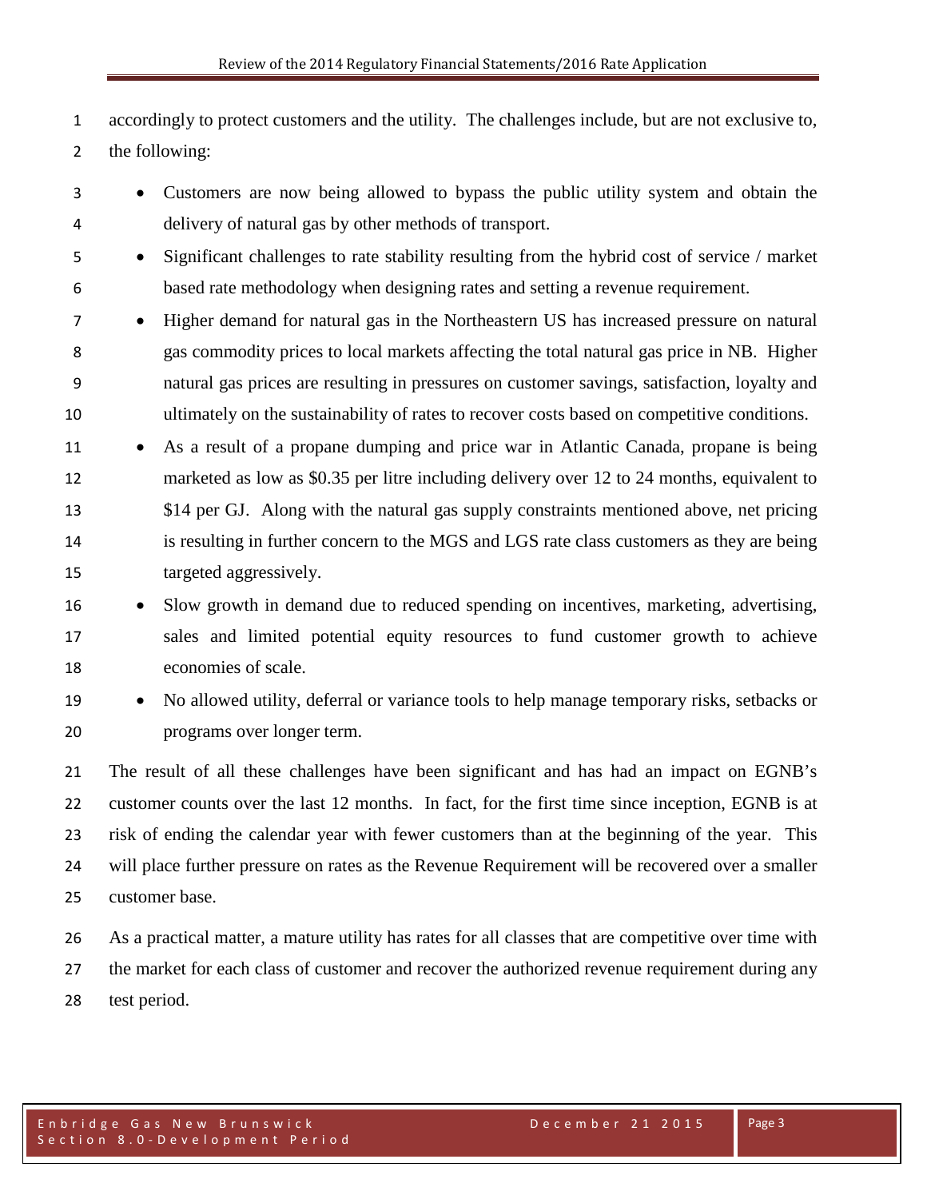accordingly to protect customers and the utility. The challenges include, but are not exclusive to, the following:

- Customers are now being allowed to bypass the public utility system and obtain the delivery of natural gas by other methods of transport.
- Significant challenges to rate stability resulting from the hybrid cost of service / market based rate methodology when designing rates and setting a revenue requirement.
- Higher demand for natural gas in the Northeastern US has increased pressure on natural gas commodity prices to local markets affecting the total natural gas price in NB. Higher natural gas prices are resulting in pressures on customer savings, satisfaction, loyalty and ultimately on the sustainability of rates to recover costs based on competitive conditions.
- As a result of a propane dumping and price war in Atlantic Canada, propane is being marketed as low as $0.35 per litre including delivery over 12 to 24 months, equivalent to $14 per GJ. Along with the natural gas supply constraints mentioned above, net pricing is resulting in further concern to the MGS and LGS rate class customers as they are being targeted aggressively.
- Slow growth in demand due to reduced spending on incentives, marketing, advertising, sales and limited potential equity resources to fund customer growth to achieve economies of scale.
- No allowed utility, deferral or variance tools to help manage temporary risks, setbacks or programs over longer term.

The result of all these challenges have been significant and has had an impact on EGNB's customer counts over the last 12 months. In fact, for the first time since inception, EGNB is at risk of ending the calendar year with fewer customers than at the beginning of the year. This will place further pressure on rates as the Revenue Requirement will be recovered over a smaller customer base.

As a practical matter, a mature utility has rates for all classes that are competitive over time with the market for each class of customer and recover the authorized revenue requirement during any test period.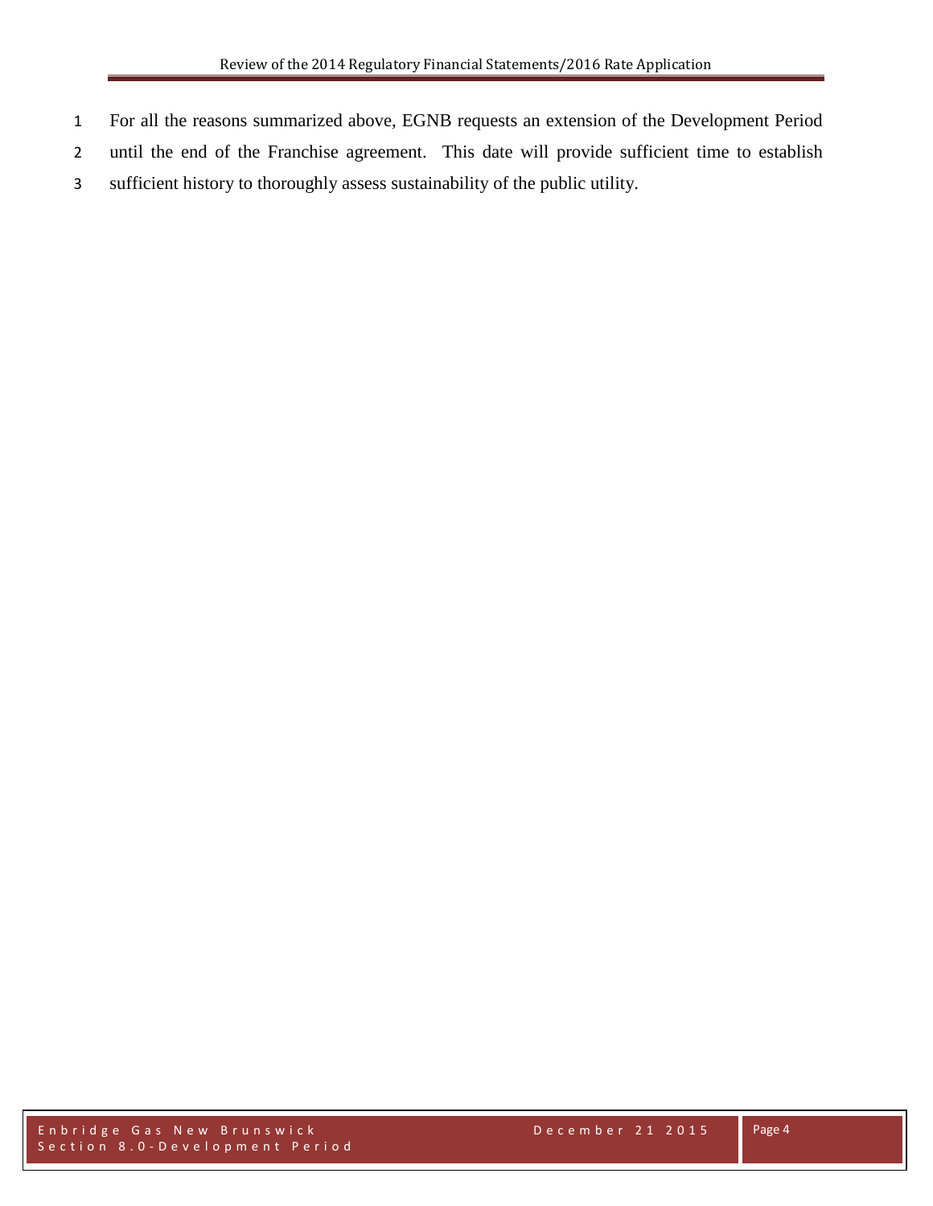For all the reasons summarized above, EGNB requests an extension of the Development Period until the end of the Franchise agreement. This date will provide sufficient time to establish sufficient history to thoroughly assess sustainability of the public utility.